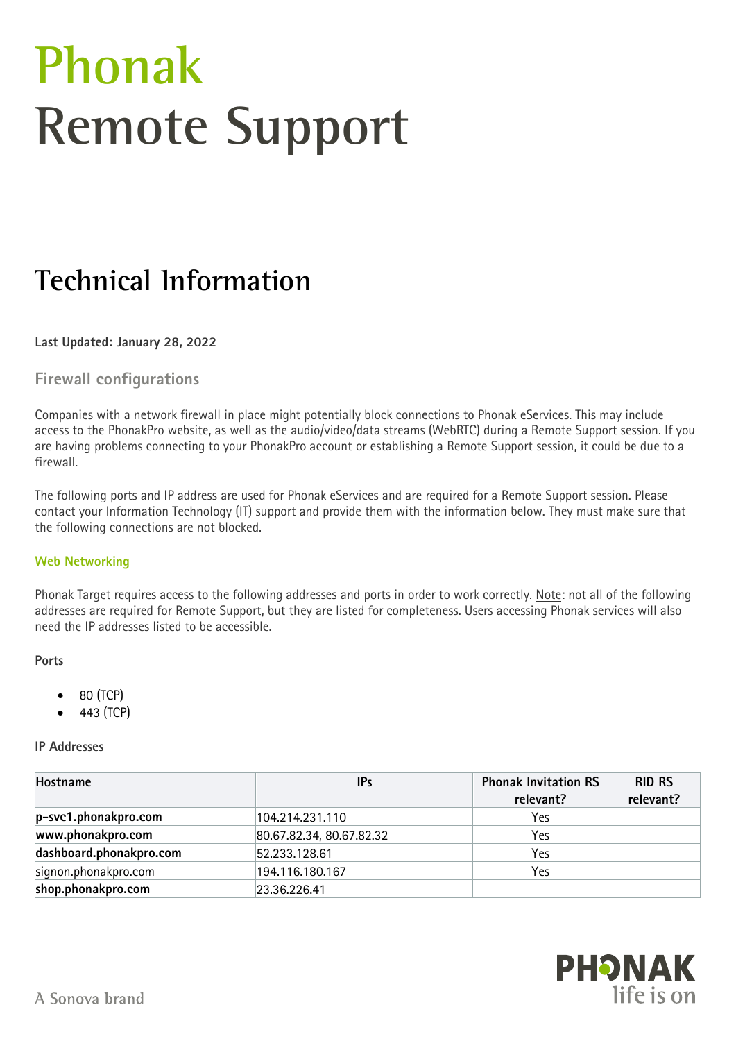# Phonak Remote Support

## Technical Information

**Last Updated: January 28, 2022**

### Firewall configurations

Companies with a network firewall in place might potentially block connections to Phonak eServices. This may include access to the PhonakPro website, as well as the audio/video/data streams (WebRTC) during a Remote Support session. If you are having problems connecting to your PhonakPro account or establishing a Remote Support session, it could be due to a firewall.

The following ports and IP address are used for Phonak eServices and are required for a Remote Support session. Please contact your Information Technology (IT) support and provide them with the information below. They must make sure that the following connections are not blocked.

#### Web Networking

Phonak Target requires access to the following addresses and ports in order to work correctly. Note: not all of the following addresses are required for Remote Support, but they are listed for completeness. Users accessing Phonak services will also need the IP addresses listed to be accessible.

**Ports**

- 80 (TCP)
- 443 (TCP)

**IP Addresses**

| Hostname | IPs | Phonak Invitation RS relevant? | RID RS relevant? |
|---|---|---|---|
| **p-svc1.phonakpro.com** | 104.214.231.110 | Yes | |
| **www.phonakpro.com** | 80.67.82.34, 80.67.82.32 | Yes | |
| **dashboard.phonakpro.com** | 52.233.128.61 | Yes | |
| signon.phonakpro.com | 194.116.180.167 | Yes | |
| **shop.phonakpro.com** | 23.36.226.41 | | |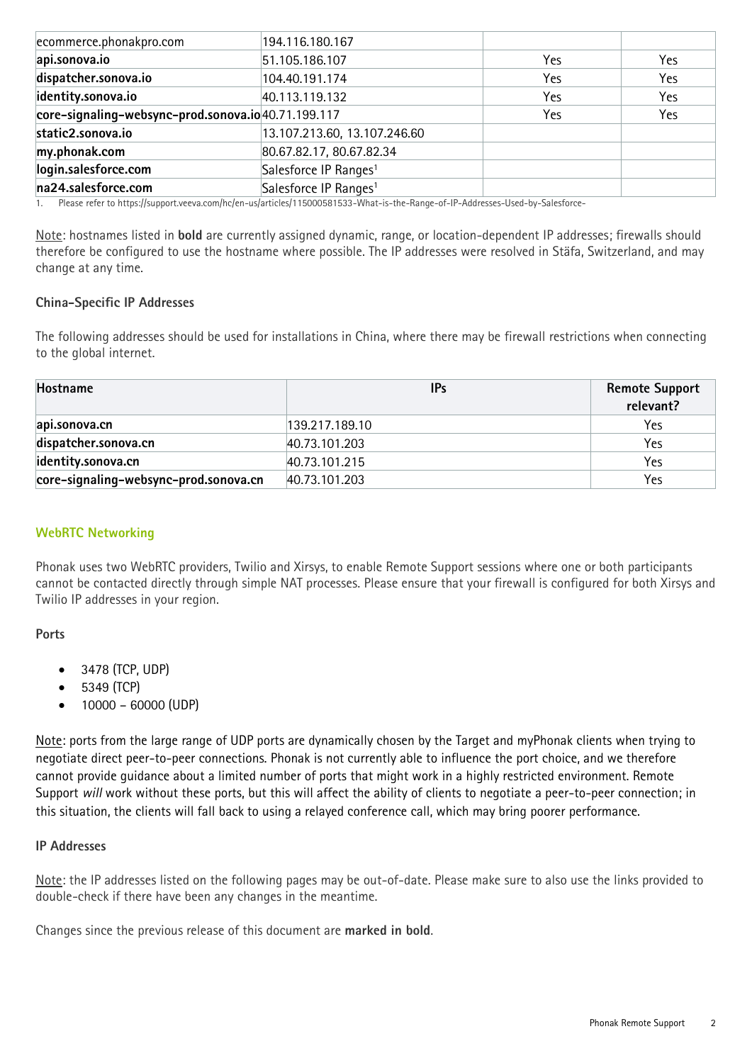| | | | |
|---|---|---|---|
| ecommerce.phonakpro.com | 194.116.180.167 | | |
| **api.sonova.io** | 51.105.186.107 | Yes | Yes |
| **dispatcher.sonova.io** | 104.40.191.174 | Yes | Yes |
| **identity.sonova.io** | 40.113.119.132 | Yes | Yes |
| **core-signaling-websync-prod.sonova.io** | 40.71.199.117 | Yes | Yes |
| **static2.sonova.io** | 13.107.213.60, 13.107.246.60 | | |
| **my.phonak.com** | 80.67.82.17, 80.67.82.34 | | |
| **login.salesforce.com** | Salesforce IP Ranges[1] | | |
| **na24.salesforce.com** | Salesforce IP Ranges[1] | | |

1. Please refer to https://support.veeva.com/hc/en-us/articles/115000581533-What-is-the-Range-of-IP-Addresses-Used-by-Salesforce-

Note: hostnames listed in **bold** are currently assigned dynamic, range, or location-dependent IP addresses; firewalls should therefore be configured to use the hostname where possible. The IP addresses were resolved in Stäfa, Switzerland, and may change at any time.

### China-Specific IP Addresses

The following addresses should be used for installations in China, where there may be firewall restrictions when connecting to the global internet.

| Hostname | IPs | Remote Support relevant? |
|---|---|---|
| **api.sonova.cn** | 139.217.189.10 | Yes |
| **dispatcher.sonova.cn** | 40.73.101.203 | Yes |
| **identity.sonova.cn** | 40.73.101.215 | Yes |
| **core-signaling-websync-prod.sonova.cn** | 40.73.101.203 | Yes |

## WebRTC Networking

Phonak uses two WebRTC providers, Twilio and Xirsys, to enable Remote Support sessions where one or both participants cannot be contacted directly through simple NAT processes. Please ensure that your firewall is configured for both Xirsys and Twilio IP addresses in your region.

### Ports

- 3478 (TCP, UDP)
- 5349 (TCP)
- 10000 – 60000 (UDP)

Note: ports from the large range of UDP ports are dynamically chosen by the Target and myPhonak clients when trying to negotiate direct peer-to-peer connections. Phonak is not currently able to influence the port choice, and we therefore cannot provide guidance about a limited number of ports that might work in a highly restricted environment. Remote Support *will* work without these ports, but this will affect the ability of clients to negotiate a peer-to-peer connection; in this situation, the clients will fall back to using a relayed conference call, which may bring poorer performance.

### IP Addresses

Note: the IP addresses listed on the following pages may be out-of-date. Please make sure to also use the links provided to double-check if there have been any changes in the meantime.

Changes since the previous release of this document are **marked in bold**.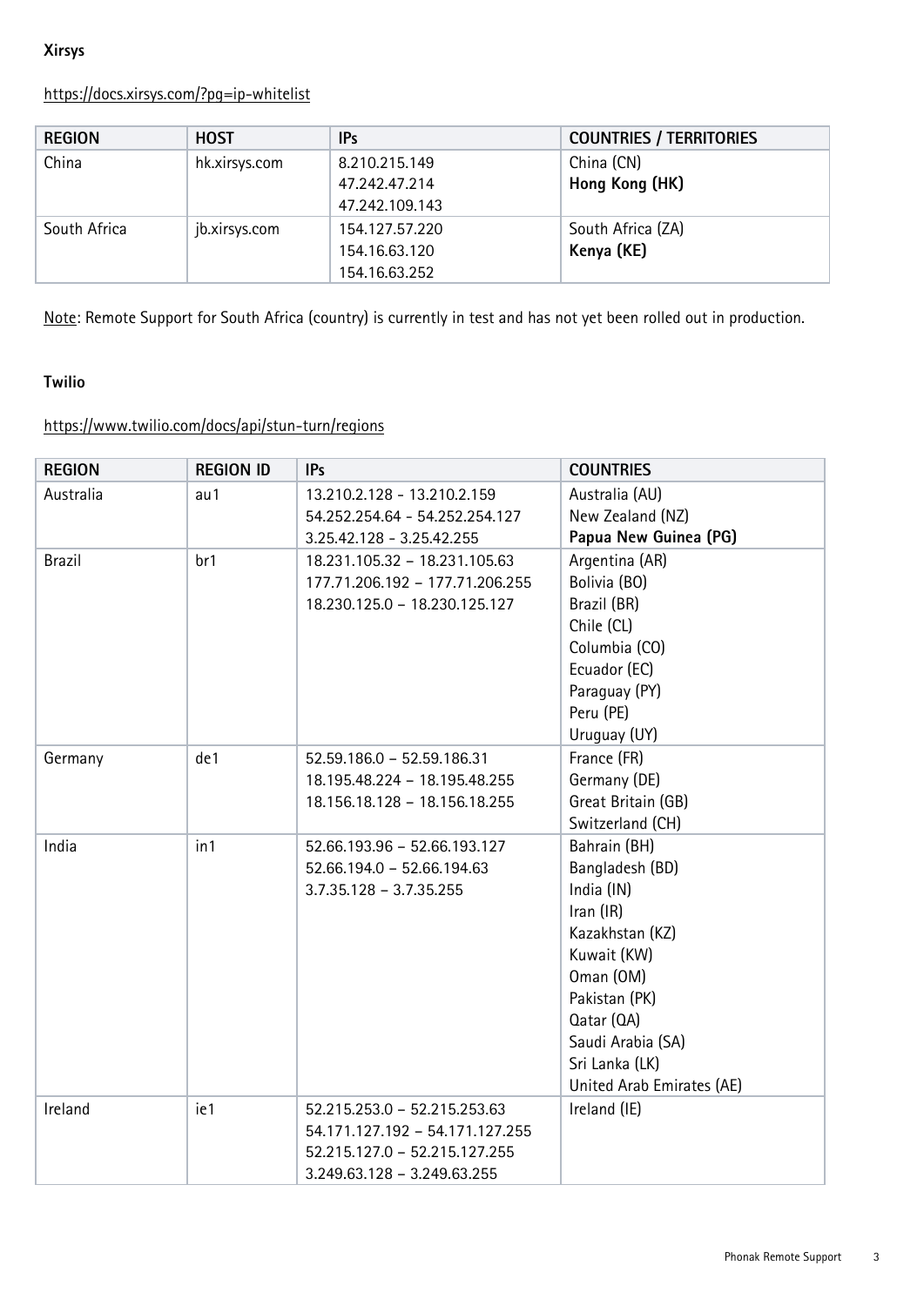**Xirsys**

https://docs.xirsys.com/?pg=ip-whitelist

| REGION | HOST | IPs | COUNTRIES / TERRITORIES |
| --- | --- | --- | --- |
| China | hk.xirsys.com | 8.210.215.149<br>47.242.47.214<br>47.242.109.143 | China (CN)<br>**Hong Kong (HK)** |
| South Africa | jb.xirsys.com | 154.127.57.220<br>154.16.63.120<br>154.16.63.252 | South Africa (ZA)<br>**Kenya (KE)** |

Note: Remote Support for South Africa (country) is currently in test and has not yet been rolled out in production.

**Twilio**

https://www.twilio.com/docs/api/stun-turn/regions

| REGION | REGION ID | IPs | COUNTRIES |
| --- | --- | --- | --- |
| Australia | au1 | 13.210.2.128 - 13.210.2.159<br>54.252.254.64 - 54.252.254.127<br>3.25.42.128 - 3.25.42.255 | Australia (AU)<br>New Zealand (NZ)<br>**Papua New Guinea (PG)** |
| Brazil | br1 | 18.231.105.32 – 18.231.105.63<br>177.71.206.192 – 177.71.206.255<br>18.230.125.0 – 18.230.125.127 | Argentina (AR)<br>Bolivia (BO)<br>Brazil (BR)<br>Chile (CL)<br>Columbia (CO)<br>Ecuador (EC)<br>Paraguay (PY)<br>Peru (PE)<br>Uruguay (UY) |
| Germany | de1 | 52.59.186.0 – 52.59.186.31<br>18.195.48.224 – 18.195.48.255<br>18.156.18.128 – 18.156.18.255 | France (FR)<br>Germany (DE)<br>Great Britain (GB)<br>Switzerland (CH) |
| India | in1 | 52.66.193.96 – 52.66.193.127<br>52.66.194.0 – 52.66.194.63<br>3.7.35.128 – 3.7.35.255 | Bahrain (BH)<br>Bangladesh (BD)<br>India (IN)<br>Iran (IR)<br>Kazakhstan (KZ)<br>Kuwait (KW)<br>Oman (OM)<br>Pakistan (PK)<br>Qatar (QA)<br>Saudi Arabia (SA)<br>Sri Lanka (LK)<br>United Arab Emirates (AE) |
| Ireland | ie1 | 52.215.253.0 – 52.215.253.63<br>54.171.127.192 – 54.171.127.255<br>52.215.127.0 – 52.215.127.255<br>3.249.63.128 – 3.249.63.255 | Ireland (IE) |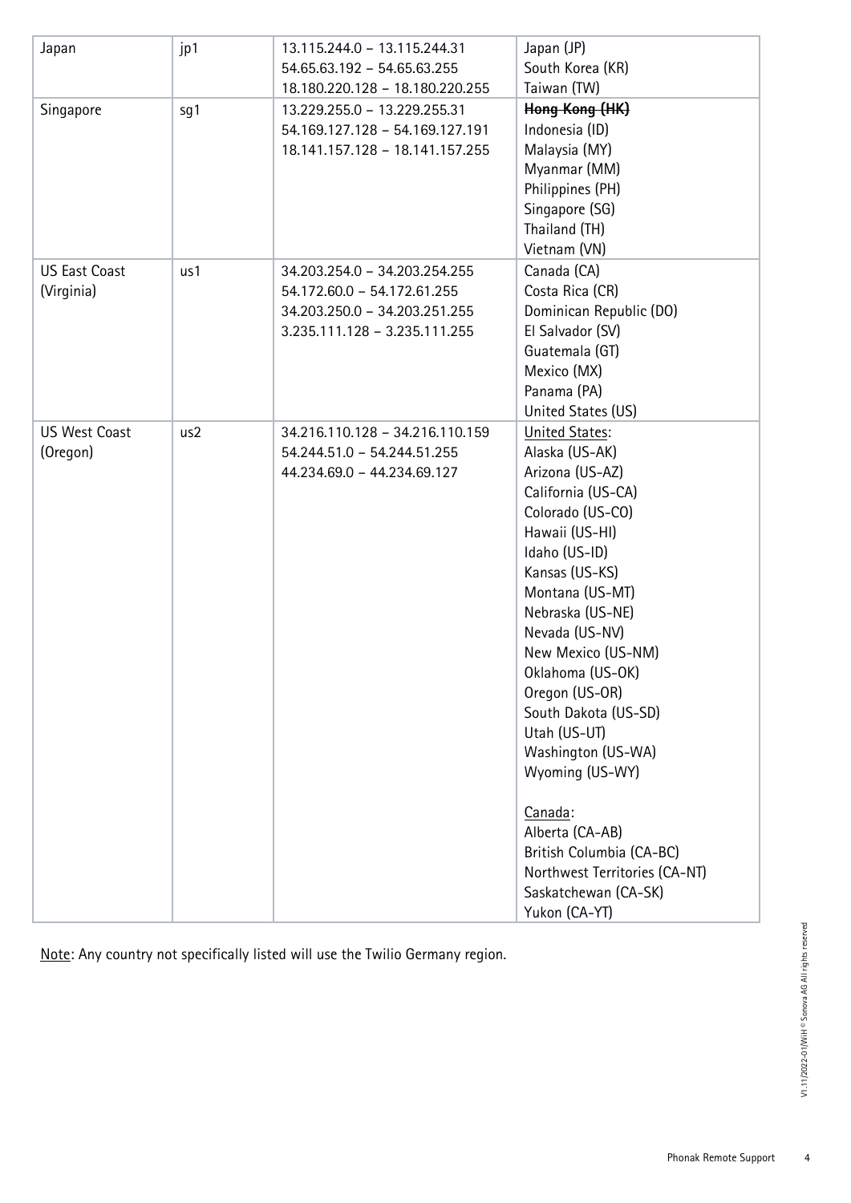| | | | |
|---|---|---|---|
| Japan | jp1 | 13.115.244.0 – 13.115.244.31<br>54.65.63.192 – 54.65.63.255<br>18.180.220.128 – 18.180.220.255 | Japan (JP)<br>South Korea (KR)<br>Taiwan (TW) |
| Singapore | sg1 | 13.229.255.0 – 13.229.255.31<br>54.169.127.128 – 54.169.127.191<br>18.141.157.128 – 18.141.157.255 | ~~Hong Kong (HK)~~<br>Indonesia (ID)<br>Malaysia (MY)<br>Myanmar (MM)<br>Philippines (PH)<br>Singapore (SG)<br>Thailand (TH)<br>Vietnam (VN) |
| US East Coast (Virginia) | us1 | 34.203.254.0 – 34.203.254.255<br>54.172.60.0 – 54.172.61.255<br>34.203.250.0 – 34.203.251.255<br>3.235.111.128 – 3.235.111.255 | Canada (CA)<br>Costa Rica (CR)<br>Dominican Republic (DO)<br>El Salvador (SV)<br>Guatemala (GT)<br>Mexico (MX)<br>Panama (PA)<br>United States (US) |
| US West Coast (Oregon) | us2 | 34.216.110.128 – 34.216.110.159<br>54.244.51.0 – 54.244.51.255<br>44.234.69.0 – 44.234.69.127 | United States:<br>Alaska (US-AK)<br>Arizona (US-AZ)<br>California (US-CA)<br>Colorado (US-CO)<br>Hawaii (US-HI)<br>Idaho (US-ID)<br>Kansas (US-KS)<br>Montana (US-MT)<br>Nebraska (US-NE)<br>Nevada (US-NV)<br>New Mexico (US-NM)<br>Oklahoma (US-OK)<br>Oregon (US-OR)<br>South Dakota (US-SD)<br>Utah (US-UT)<br>Washington (US-WA)<br>Wyoming (US-WY)<br><br>Canada:<br>Alberta (CA-AB)<br>British Columbia (CA-BC)<br>Northwest Territories (CA-NT)<br>Saskatchewan (CA-SK)<br>Yukon (CA-YT) |

Note: Any country not specifically listed will use the Twilio Germany region.

V1.11/2022-01/WiH © Sonova AG All rights reserved